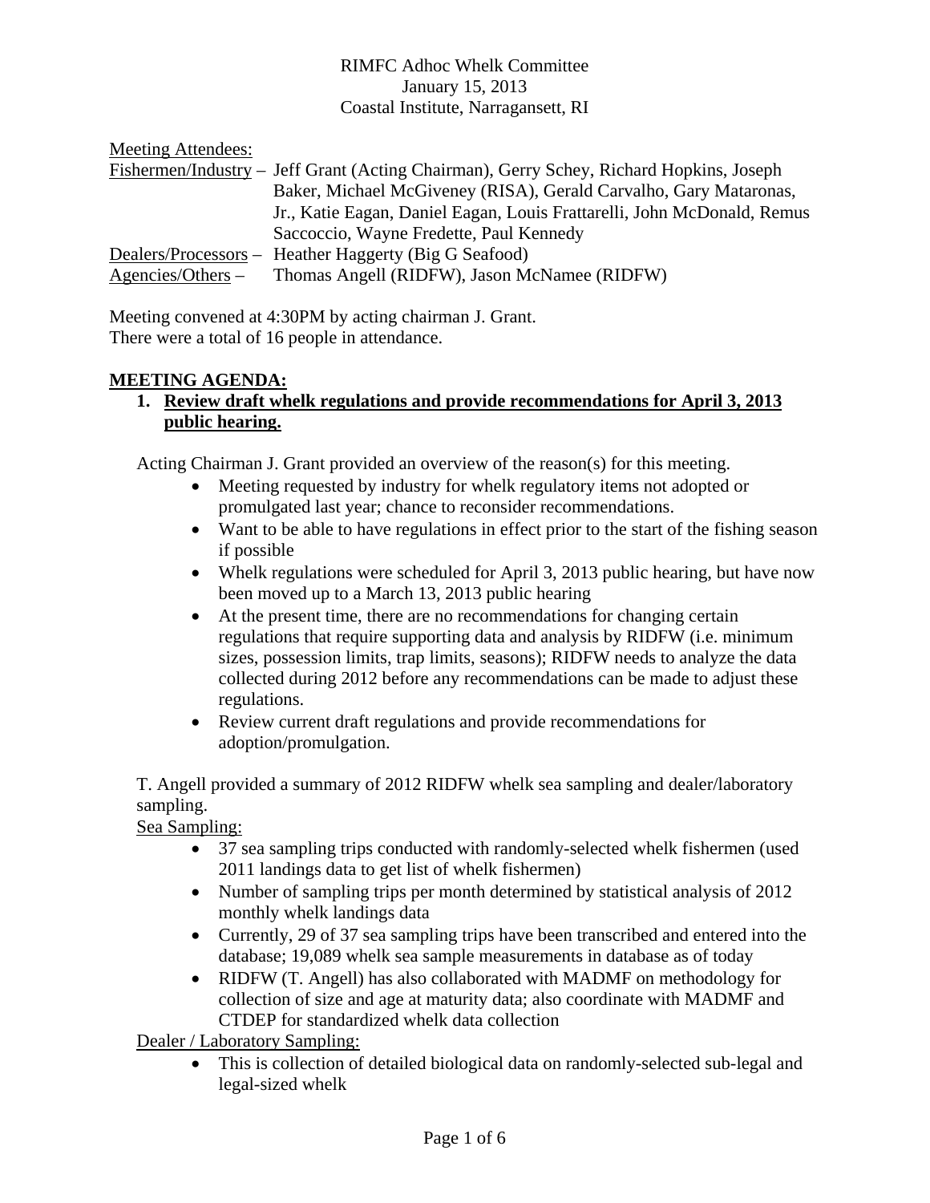RIMFC Adhoc Whelk Committee
January 15, 2013
Coastal Institute, Narragansett, RI

Meeting Attendees:

Fishermen/Industry – Jeff Grant (Acting Chairman), Gerry Schey, Richard Hopkins, Joseph Baker, Michael McGiveney (RISA), Gerald Carvalho, Gary Mataronas, Jr., Katie Eagan, Daniel Eagan, Louis Frattarelli, John McDonald, Remus Saccoccio, Wayne Fredette, Paul Kennedy

Dealers/Processors – Heather Haggerty (Big G Seafood)

Agencies/Others – Thomas Angell (RIDFW), Jason McNamee (RIDFW)

Meeting convened at 4:30PM by acting chairman J. Grant.
There were a total of 16 people in attendance.

**MEETING AGENDA:**

1. **Review draft whelk regulations and provide recommendations for April 3, 2013 public hearing.**

Acting Chairman J. Grant provided an overview of the reason(s) for this meeting.

- Meeting requested by industry for whelk regulatory items not adopted or promulgated last year; chance to reconsider recommendations.
- Want to be able to have regulations in effect prior to the start of the fishing season if possible
- Whelk regulations were scheduled for April 3, 2013 public hearing, but have now been moved up to a March 13, 2013 public hearing
- At the present time, there are no recommendations for changing certain regulations that require supporting data and analysis by RIDFW (i.e. minimum sizes, possession limits, trap limits, seasons); RIDFW needs to analyze the data collected during 2012 before any recommendations can be made to adjust these regulations.
- Review current draft regulations and provide recommendations for adoption/promulgation.

T. Angell provided a summary of 2012 RIDFW whelk sea sampling and dealer/laboratory sampling.

Sea Sampling:

- 37 sea sampling trips conducted with randomly-selected whelk fishermen (used 2011 landings data to get list of whelk fishermen)
- Number of sampling trips per month determined by statistical analysis of 2012 monthly whelk landings data
- Currently, 29 of 37 sea sampling trips have been transcribed and entered into the database; 19,089 whelk sea sample measurements in database as of today
- RIDFW (T. Angell) has also collaborated with MADMF on methodology for collection of size and age at maturity data; also coordinate with MADMF and CTDEP for standardized whelk data collection

Dealer / Laboratory Sampling:

- This is collection of detailed biological data on randomly-selected sub-legal and legal-sized whelk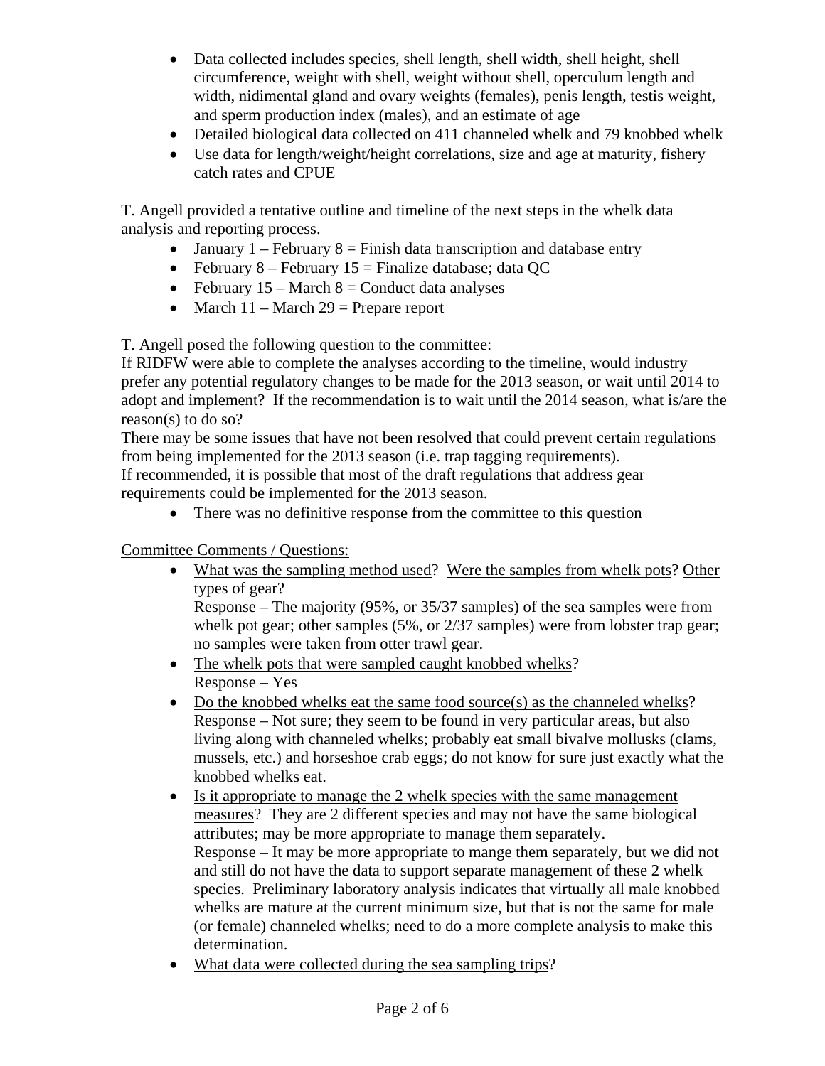- Data collected includes species, shell length, shell width, shell height, shell circumference, weight with shell, weight without shell, operculum length and width, nidimental gland and ovary weights (females), penis length, testis weight, and sperm production index (males), and an estimate of age
- Detailed biological data collected on 411 channeled whelk and 79 knobbed whelk
- Use data for length/weight/height correlations, size and age at maturity, fishery catch rates and CPUE

T. Angell provided a tentative outline and timeline of the next steps in the whelk data analysis and reporting process.

- January 1 – February 8 = Finish data transcription and database entry
- February 8 – February 15 = Finalize database; data QC
- February 15 – March 8 = Conduct data analyses
- March 11 – March 29 = Prepare report

T. Angell posed the following question to the committee:
If RIDFW were able to complete the analyses according to the timeline, would industry prefer any potential regulatory changes to be made for the 2013 season, or wait until 2014 to adopt and implement? If the recommendation is to wait until the 2014 season, what is/are the reason(s) to do so?
There may be some issues that have not been resolved that could prevent certain regulations from being implemented for the 2013 season (i.e. trap tagging requirements).
If recommended, it is possible that most of the draft regulations that address gear requirements could be implemented for the 2013 season.

- There was no definitive response from the committee to this question

<u>Committee Comments / Questions:</u>

- <u>What was the sampling method used</u>? <u>Were the samples from whelk pots</u>? <u>Other types of gear</u>?
  Response – The majority (95%, or 35/37 samples) of the sea samples were from whelk pot gear; other samples (5%, or 2/37 samples) were from lobster trap gear; no samples were taken from otter trawl gear.
- <u>The whelk pots that were sampled caught knobbed whelks</u>?
  Response – Yes
- <u>Do the knobbed whelks eat the same food source(s) as the channeled whelks</u>?
  Response – Not sure; they seem to be found in very particular areas, but also living along with channeled whelks; probably eat small bivalve mollusks (clams, mussels, etc.) and horseshoe crab eggs; do not know for sure just exactly what the knobbed whelks eat.
- <u>Is it appropriate to manage the 2 whelk species with the same management measures</u>? They are 2 different species and may not have the same biological attributes; may be more appropriate to manage them separately.
  Response – It may be more appropriate to mange them separately, but we did not and still do not have the data to support separate management of these 2 whelk species. Preliminary laboratory analysis indicates that virtually all male knobbed whelks are mature at the current minimum size, but that is not the same for male (or female) channeled whelks; need to do a more complete analysis to make this determination.
- <u>What data were collected during the sea sampling trips</u>?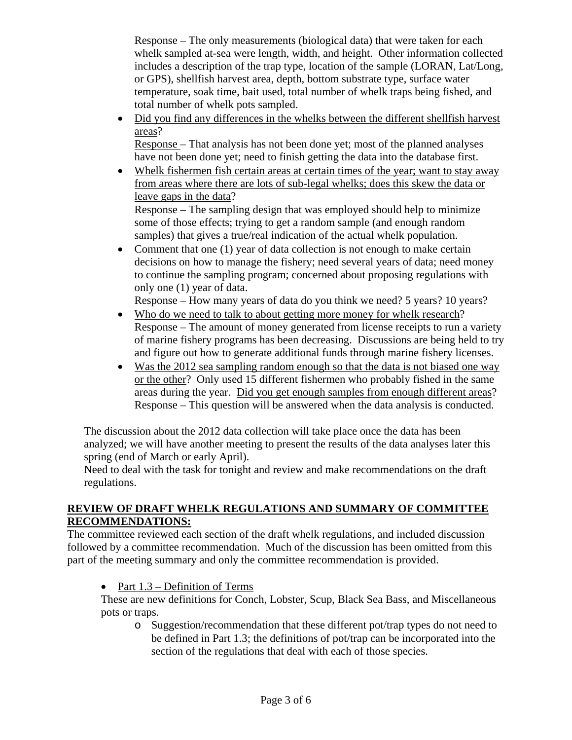Response – The only measurements (biological data) that were taken for each whelk sampled at-sea were length, width, and height. Other information collected includes a description of the trap type, location of the sample (LORAN, Lat/Long, or GPS), shellfish harvest area, depth, bottom substrate type, surface water temperature, soak time, bait used, total number of whelk traps being fished, and total number of whelk pots sampled.

- <u>Did you find any differences in the whelks between the different shellfish harvest areas</u>?
  <u>Response</u> – That analysis has not been done yet; most of the planned analyses have not been done yet; need to finish getting the data into the database first.
- <u>Whelk fishermen fish certain areas at certain times of the year; want to stay away from areas where there are lots of sub-legal whelks; does this skew the data or leave gaps in the data</u>?
  Response – The sampling design that was employed should help to minimize some of those effects; trying to get a random sample (and enough random samples) that gives a true/real indication of the actual whelk population.
- Comment that one (1) year of data collection is not enough to make certain decisions on how to manage the fishery; need several years of data; need money to continue the sampling program; concerned about proposing regulations with only one (1) year of data.
  Response – How many years of data do you think we need? 5 years? 10 years?
- <u>Who do we need to talk to about getting more money for whelk research</u>?
  Response – The amount of money generated from license receipts to run a variety of marine fishery programs has been decreasing. Discussions are being held to try and figure out how to generate additional funds through marine fishery licenses.
- <u>Was the 2012 sea sampling random enough so that the data is not biased one way or the other</u>? Only used 15 different fishermen who probably fished in the same areas during the year. <u>Did you get enough samples from enough different areas</u>?
  Response – This question will be answered when the data analysis is conducted.

The discussion about the 2012 data collection will take place once the data has been analyzed; we will have another meeting to present the results of the data analyses later this spring (end of March or early April).
Need to deal with the task for tonight and review and make recommendations on the draft regulations.

## <u>REVIEW OF DRAFT WHELK REGULATIONS AND SUMMARY OF COMMITTEE RECOMMENDATIONS:</u>

The committee reviewed each section of the draft whelk regulations, and included discussion followed by a committee recommendation. Much of the discussion has been omitted from this part of the meeting summary and only the committee recommendation is provided.

- <u>Part 1.3 – Definition of Terms</u>
  These are new definitions for Conch, Lobster, Scup, Black Sea Bass, and Miscellaneous pots or traps.
  - Suggestion/recommendation that these different pot/trap types do not need to be defined in Part 1.3; the definitions of pot/trap can be incorporated into the section of the regulations that deal with each of those species.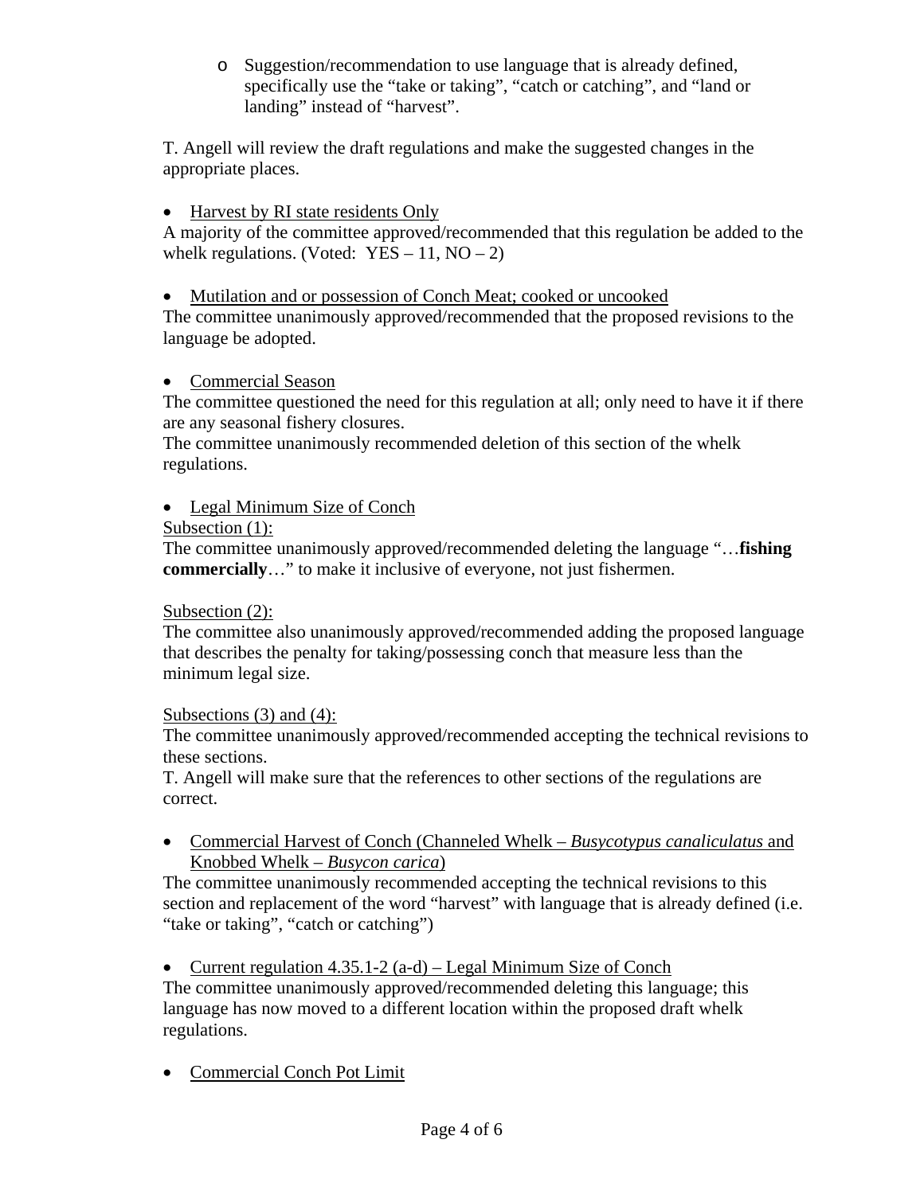- Suggestion/recommendation to use language that is already defined, specifically use the "take or taking", "catch or catching", and "land or landing" instead of "harvest".

T. Angell will review the draft regulations and make the suggested changes in the appropriate places.

- <u>Harvest by RI state residents Only</u>

A majority of the committee approved/recommended that this regulation be added to the whelk regulations. (Voted: YES – 11, NO – 2)

- <u>Mutilation and or possession of Conch Meat; cooked or uncooked</u>

The committee unanimously approved/recommended that the proposed revisions to the language be adopted.

- <u>Commercial Season</u>

The committee questioned the need for this regulation at all; only need to have it if there are any seasonal fishery closures.
The committee unanimously recommended deletion of this section of the whelk regulations.

- <u>Legal Minimum Size of Conch</u>

<u>Subsection (1):</u>
The committee unanimously approved/recommended deleting the language "…**fishing commercially**…" to make it inclusive of everyone, not just fishermen.

<u>Subsection (2):</u>
The committee also unanimously approved/recommended adding the proposed language that describes the penalty for taking/possessing conch that measure less than the minimum legal size.

<u>Subsections (3) and (4):</u>
The committee unanimously approved/recommended accepting the technical revisions to these sections.
T. Angell will make sure that the references to other sections of the regulations are correct.

- <u>Commercial Harvest of Conch (Channeled Whelk – *Busycotypus canaliculatus* and Knobbed Whelk – *Busycon carica*)</u>

The committee unanimously recommended accepting the technical revisions to this section and replacement of the word "harvest" with language that is already defined (i.e. "take or taking", "catch or catching")

- <u>Current regulation 4.35.1-2 (a-d) – Legal Minimum Size of Conch</u>

The committee unanimously approved/recommended deleting this language; this language has now moved to a different location within the proposed draft whelk regulations.

- <u>Commercial Conch Pot Limit</u>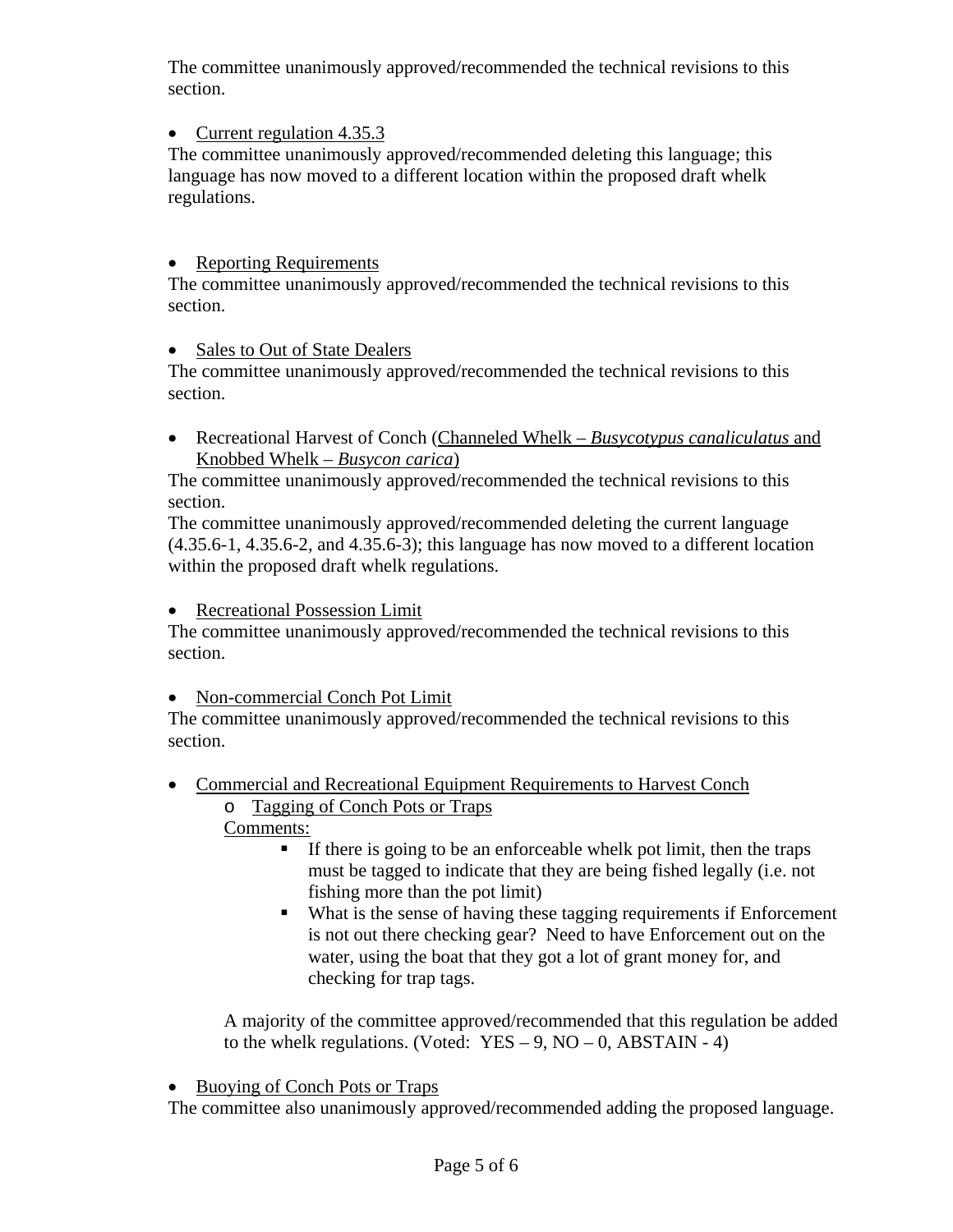The committee unanimously approved/recommended the technical revisions to this section.

- Current regulation 4.35.3

The committee unanimously approved/recommended deleting this language; this language has now moved to a different location within the proposed draft whelk regulations.

- Reporting Requirements

The committee unanimously approved/recommended the technical revisions to this section.

- Sales to Out of State Dealers

The committee unanimously approved/recommended the technical revisions to this section.

- Recreational Harvest of Conch (Channeled Whelk – *Busycotypus canaliculatus* and Knobbed Whelk – *Busycon carica*)

The committee unanimously approved/recommended the technical revisions to this section.
The committee unanimously approved/recommended deleting the current language (4.35.6-1, 4.35.6-2, and 4.35.6-3); this language has now moved to a different location within the proposed draft whelk regulations.

- Recreational Possession Limit

The committee unanimously approved/recommended the technical revisions to this section.

- Non-commercial Conch Pot Limit

The committee unanimously approved/recommended the technical revisions to this section.

- Commercial and Recreational Equipment Requirements to Harvest Conch
    - Tagging of Conch Pots or Traps

    Comments:
        - If there is going to be an enforceable whelk pot limit, then the traps must be tagged to indicate that they are being fished legally (i.e. not fishing more than the pot limit)
        - What is the sense of having these tagging requirements if Enforcement is not out there checking gear? Need to have Enforcement out on the water, using the boat that they got a lot of grant money for, and checking for trap tags.

    A majority of the committee approved/recommended that this regulation be added to the whelk regulations. (Voted: YES – 9, NO – 0, ABSTAIN - 4)

- Buoying of Conch Pots or Traps

The committee also unanimously approved/recommended adding the proposed language.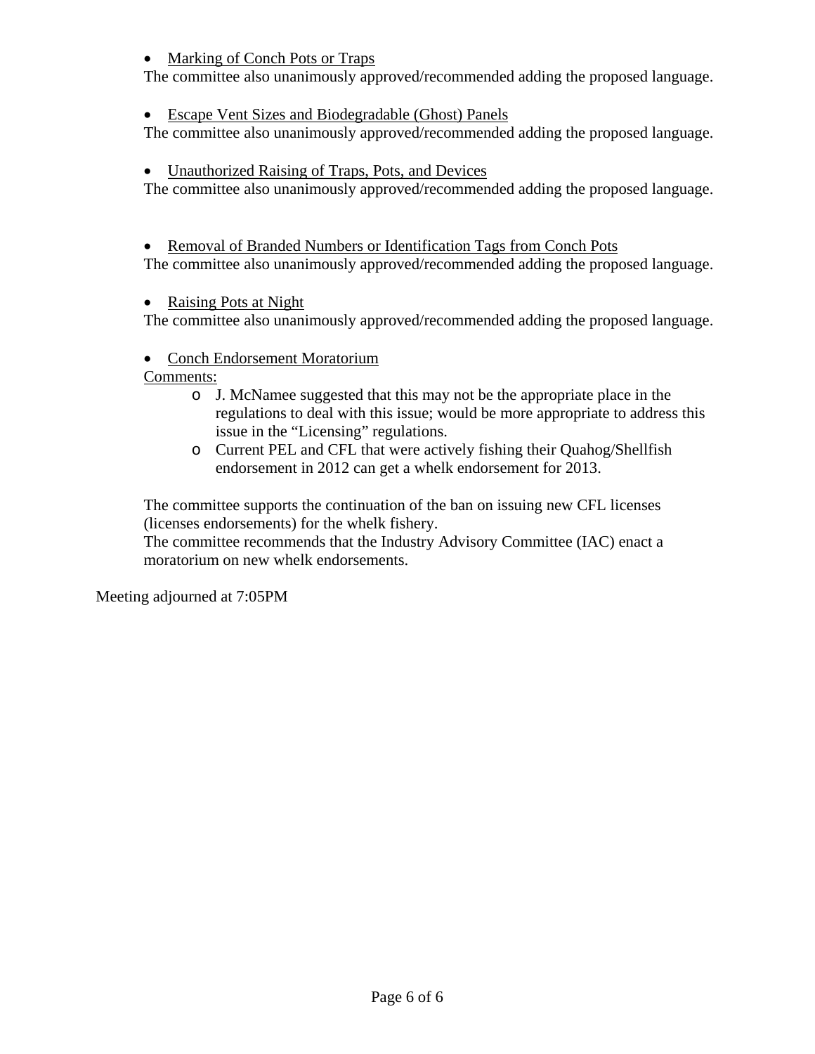- Marking of Conch Pots or Traps

The committee also unanimously approved/recommended adding the proposed language.

- Escape Vent Sizes and Biodegradable (Ghost) Panels

The committee also unanimously approved/recommended adding the proposed language.

- Unauthorized Raising of Traps, Pots, and Devices

The committee also unanimously approved/recommended adding the proposed language.

- Removal of Branded Numbers or Identification Tags from Conch Pots

The committee also unanimously approved/recommended adding the proposed language.

- Raising Pots at Night

The committee also unanimously approved/recommended adding the proposed language.

- Conch Endorsement Moratorium

Comments:

- J. McNamee suggested that this may not be the appropriate place in the regulations to deal with this issue; would be more appropriate to address this issue in the "Licensing" regulations.
- Current PEL and CFL that were actively fishing their Quahog/Shellfish endorsement in 2012 can get a whelk endorsement for 2013.

The committee supports the continuation of the ban on issuing new CFL licenses (licenses endorsements) for the whelk fishery.

The committee recommends that the Industry Advisory Committee (IAC) enact a moratorium on new whelk endorsements.

Meeting adjourned at 7:05PM